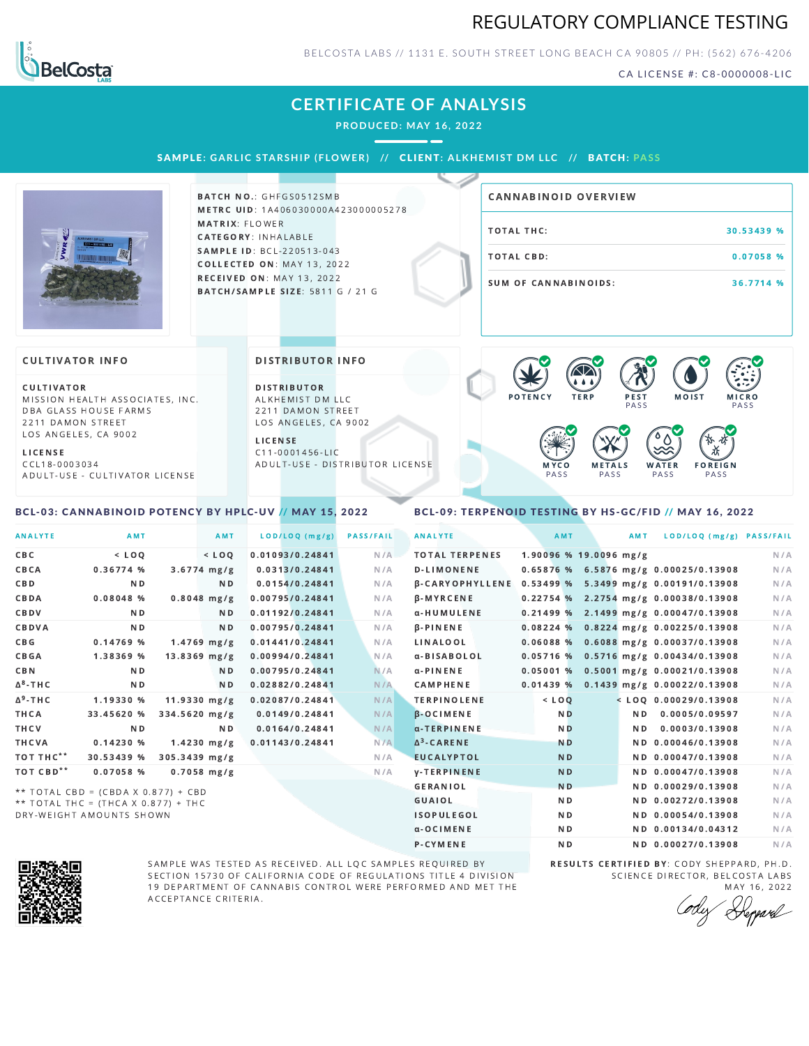# REGULATORY COMPLIANCE TESTING

BELCOSTA LABS // 1131 E. SOUTH STREET LONG BEACH CA 90805 // PH: (562) 676-4206

CA LICENSE #: C8-0000008-LIC

## CERTIFICATE OF ANALYSIS

PRODUCED: MAY 16, 2022

**SAMPLE:** GARLIC STARSHIP (FLOWER) // **CLIENT:** ALKHEMIST DM LLC // **BATCH:** PASS

**BATCH NO.:** GHFGS0512SMB
**METRC UID:** 1A406030000A423000005278
**MATRIX:** FLOWER
**CATEGORY:** INHALABLE
**SAMPLE ID:** BCL-220513-043
**COLLECTED ON:** MAY 13, 2022
**RECEIVED ON:** MAY 13, 2022
**BATCH/SAMPLE SIZE:** 5811 G / 21 G

### CANNABINOID OVERVIEW

| | |
|---|---|
| TOTAL THC: | 30.53439 % |
| TOTAL CBD: | 0.07058 % |
| SUM OF CANNABINOIDS: | 36.7714 % |

### CULTIVATOR INFO

**CULTIVATOR**
MISSION HEALTH ASSOCIATES, INC.
DBA GLASS HOUSE FARMS
2211 DAMON STREET
LOS ANGELES, CA 9002

**LICENSE**
CCL18-0003034
ADULT-USE - CULTIVATOR LICENSE

### DISTRIBUTOR INFO

**DISTRIBUTOR**
ALKHEMIST DM LLC
2211 DAMON STREET
LOS ANGELES, CA 9002

**LICENSE**
C11-0001456-LIC
ADULT-USE - DISTRIBUTOR LICENSE

POTENCY | TERP | PEST PASS | MOIST | MICRO PASS | MYCO PASS | METALS PASS | WATER PASS | FOREIGN PASS

### BCL-03: CANNABINOID POTENCY BY HPLC-UV // MAY 15, 2022

| ANALYTE | AMT | AMT | LOD/LOQ (mg/g) | PASS/FAIL |
|---|---|---|---|---|
| CBC | < LOQ | < LOQ | 0.01093/0.24841 | N/A |
| CBCA | 0.36774 % | 3.6774 mg/g | 0.0313/0.24841 | N/A |
| CBD | ND | ND | 0.0154/0.24841 | N/A |
| CBDA | 0.08048 % | 0.8048 mg/g | 0.00795/0.24841 | N/A |
| CBDV | ND | ND | 0.01192/0.24841 | N/A |
| CBDVA | ND | ND | 0.00795/0.24841 | N/A |
| CBG | 0.14769 % | 1.4769 mg/g | 0.01441/0.24841 | N/A |
| CBGA | 1.38369 % | 13.8369 mg/g | 0.00994/0.24841 | N/A |
| CBN | ND | ND | 0.00795/0.24841 | N/A |
| Δ⁸-THC | ND | ND | 0.02882/0.24841 | N/A |
| Δ⁹-THC | 1.19330 % | 11.9330 mg/g | 0.02087/0.24841 | N/A |
| THCA | 33.45620 % | 334.5620 mg/g | 0.0149/0.24841 | N/A |
| THCV | ND | ND | 0.0164/0.24841 | N/A |
| THCVA | 0.14230 % | 1.4230 mg/g | 0.01143/0.24841 | N/A |
| TOT THC** | 30.53439 % | 305.3439 mg/g | | N/A |
| TOT CBD** | 0.07058 % | 0.7058 mg/g | | N/A |

** TOTAL CBD = (CBDA X 0.877) + CBD
** TOTAL THC = (THCA X 0.877) + THC
DRY-WEIGHT AMOUNTS SHOWN

### BCL-09: TERPENOID TESTING BY HS-GC/FID // MAY 16, 2022

| ANALYTE | AMT | AMT | LOD/LOQ (mg/g) | PASS/FAIL |
|---|---|---|---|---|
| TOTAL TERPENES | 1.90096 % | 19.0096 mg/g | | N/A |
| D-LIMONENE | 0.65876 % | 6.5876 mg/g | 0.00025/0.13908 | N/A |
| β-CARYOPHYLLENE | 0.53499 % | 5.3499 mg/g | 0.00191/0.13908 | N/A |
| β-MYRCENE | 0.22754 % | 2.2754 mg/g | 0.00038/0.13908 | N/A |
| α-HUMULENE | 0.21499 % | 2.1499 mg/g | 0.00047/0.13908 | N/A |
| β-PINENE | 0.08224 % | 0.8224 mg/g | 0.00225/0.13908 | N/A |
| LINALOOL | 0.06088 % | 0.6088 mg/g | 0.00037/0.13908 | N/A |
| α-BISABOLOL | 0.05716 % | 0.5716 mg/g | 0.00434/0.13908 | N/A |
| α-PINENE | 0.05001 % | 0.5001 mg/g | 0.00021/0.13908 | N/A |
| CAMPHENE | 0.01439 % | 0.1439 mg/g | 0.00022/0.13908 | N/A |
| TERPINOLENE | < LOQ | < LOQ | 0.00029/0.13908 | N/A |
| β-OCIMENE | ND | ND | 0.0005/0.09597 | N/A |
| α-TERPINENE | ND | ND | 0.0003/0.13908 | N/A |
| Δ³-CARENE | ND | ND | 0.00046/0.13908 | N/A |
| EUCALYPTOL | ND | ND | 0.00047/0.13908 | N/A |
| γ-TERPINENE | ND | ND | 0.00047/0.13908 | N/A |
| GERANIOL | ND | ND | 0.00029/0.13908 | N/A |
| GUAIOL | ND | ND | 0.00272/0.13908 | N/A |
| ISOPULEGOL | ND | ND | 0.00054/0.13908 | N/A |
| α-OCIMENE | ND | ND | 0.00134/0.04312 | N/A |
| P-CYMENE | ND | ND | 0.00027/0.13908 | N/A |

SAMPLE WAS TESTED AS RECEIVED. ALL LQC SAMPLES REQUIRED BY SECTION 15730 OF CALIFORNIA CODE OF REGULATIONS TITLE 4 DIVISION 19 DEPARTMENT OF CANNABIS CONTROL WERE PERFORMED AND MET THE ACCEPTANCE CRITERIA.

**RESULTS CERTIFIED BY:** CODY SHEPPARD, PH.D.
SCIENCE DIRECTOR, BELCOSTA LABS
MAY 16, 2022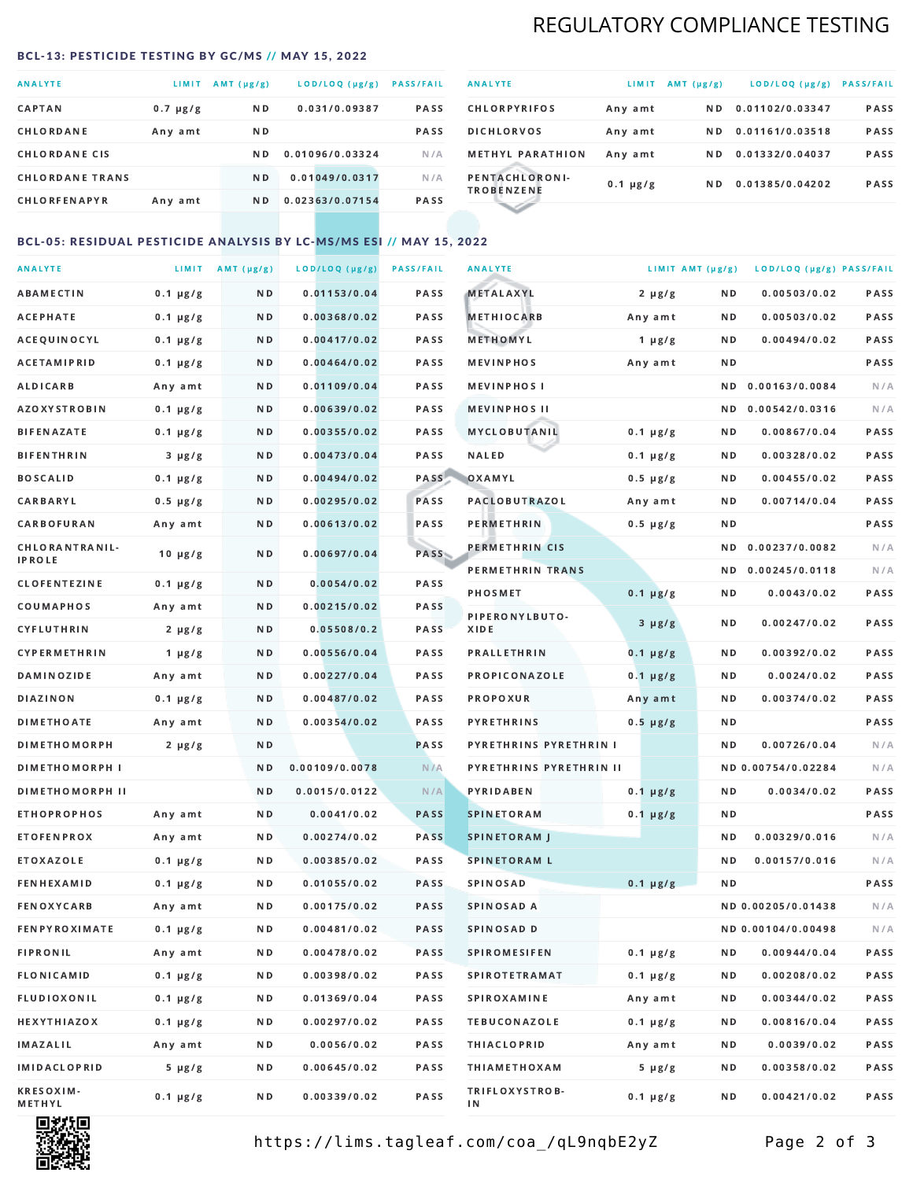# REGULATORY COMPLIANCE TESTING

## BCL-13: PESTICIDE TESTING BY GC/MS // MAY 15, 2022

| ANALYTE | LIMIT | AMT (µg/g) | LOD/LOQ (µg/g) | PASS/FAIL |
|---|---|---|---|---|
| CAPTAN | 0.7 µg/g | ND | 0.031/0.09387 | PASS |
| CHLORDANE | Any amt | ND | | PASS |
| CHLORDANE CIS | | ND | 0.01096/0.03324 | N/A |
| CHLORDANE TRANS | | ND | 0.01049/0.0317 | N/A |
| CHLORFENAPYR | Any amt | ND | 0.02363/0.07154 | PASS |
| CHLORPYRIFOS | Any amt | ND | 0.01102/0.03347 | PASS |
| DICHLORVOS | Any amt | ND | 0.01161/0.03518 | PASS |
| METHYL PARATHION | Any amt | ND | 0.01332/0.04037 | PASS |
| PENTACHLORONITROBENZENE | 0.1 µg/g | ND | 0.01385/0.04202 | PASS |

## BCL-05: RESIDUAL PESTICIDE ANALYSIS BY LC-MS/MS ESI // MAY 15, 2022

| ANALYTE | LIMIT | AMT (µg/g) | LOD/LOQ (µg/g) | PASS/FAIL |
|---|---|---|---|---|
| ABAMECTIN | 0.1 µg/g | ND | 0.01153/0.04 | PASS |
| ACEPHATE | 0.1 µg/g | ND | 0.00368/0.02 | PASS |
| ACEQUINOCYL | 0.1 µg/g | ND | 0.00417/0.02 | PASS |
| ACETAMIPRID | 0.1 µg/g | ND | 0.00464/0.02 | PASS |
| ALDICARB | Any amt | ND | 0.01109/0.04 | PASS |
| AZOXYSTROBIN | 0.1 µg/g | ND | 0.00639/0.02 | PASS |
| BIFENAZATE | 0.1 µg/g | ND | 0.00355/0.02 | PASS |
| BIFENTHRIN | 3 µg/g | ND | 0.00473/0.04 | PASS |
| BOSCALID | 0.1 µg/g | ND | 0.00494/0.02 | PASS |
| CARBARYL | 0.5 µg/g | ND | 0.00295/0.02 | PASS |
| CARBOFURAN | Any amt | ND | 0.00613/0.02 | PASS |
| CHLORANTRANILIPROLE | 10 µg/g | ND | 0.00697/0.04 | PASS |
| CLOFENTEZINE | 0.1 µg/g | ND | 0.0054/0.02 | PASS |
| COUMAPHOS | Any amt | ND | 0.00215/0.02 | PASS |
| CYFLUTHRIN | 2 µg/g | ND | 0.05508/0.2 | PASS |
| CYPERMETHRIN | 1 µg/g | ND | 0.00556/0.04 | PASS |
| DAMINOZIDE | Any amt | ND | 0.00227/0.04 | PASS |
| DIAZINON | 0.1 µg/g | ND | 0.00487/0.02 | PASS |
| DIMETHOATE | Any amt | ND | 0.00354/0.02 | PASS |
| DIMETHOMORPH | 2 µg/g | ND | | PASS |
| DIMETHOMORPH I | | ND | 0.00109/0.0078 | N/A |
| DIMETHOMORPH II | | ND | 0.0015/0.0122 | N/A |
| ETHOPROPHOS | Any amt | ND | 0.0041/0.02 | PASS |
| ETOFENPROX | Any amt | ND | 0.00274/0.02 | PASS |
| ETOXAZOLE | 0.1 µg/g | ND | 0.00385/0.02 | PASS |
| FENHEXAMID | 0.1 µg/g | ND | 0.01055/0.02 | PASS |
| FENOXYCARB | Any amt | ND | 0.00175/0.02 | PASS |
| FENPYROXIMATE | 0.1 µg/g | ND | 0.00481/0.02 | PASS |
| FIPRONIL | Any amt | ND | 0.00478/0.02 | PASS |
| FLONICAMID | 0.1 µg/g | ND | 0.00398/0.02 | PASS |
| FLUDIOXONIL | 0.1 µg/g | ND | 0.01369/0.04 | PASS |
| HEXYTHIAZOX | 0.1 µg/g | ND | 0.00297/0.02 | PASS |
| IMAZALIL | Any amt | ND | 0.0056/0.02 | PASS |
| IMIDACLOPRID | 5 µg/g | ND | 0.00645/0.02 | PASS |
| KRESOXIM-METHYL | 0.1 µg/g | ND | 0.00339/0.02 | PASS |
| METALAXYL | 2 µg/g | ND | 0.00503/0.02 | PASS |
| METHIOCARB | Any amt | ND | 0.00503/0.02 | PASS |
| METHOMYL | 1 µg/g | ND | 0.00494/0.02 | PASS |
| MEVINPHOS | Any amt | ND | | PASS |
| MEVINPHOS I | | ND | 0.00163/0.0084 | N/A |
| MEVINPHOS II | | ND | 0.00542/0.0316 | N/A |
| MYCLOBUTANIL | 0.1 µg/g | ND | 0.00867/0.04 | PASS |
| NALED | 0.1 µg/g | ND | 0.00328/0.02 | PASS |
| OXAMYL | 0.5 µg/g | ND | 0.00455/0.02 | PASS |
| PACLOBUTRAZOL | Any amt | ND | 0.00714/0.04 | PASS |
| PERMETHRIN | 0.5 µg/g | ND | | PASS |
| PERMETHRIN CIS | | ND | 0.00237/0.0082 | N/A |
| PERMETHRIN TRANS | | ND | 0.00245/0.0118 | N/A |
| PHOSMET | 0.1 µg/g | ND | 0.0043/0.02 | PASS |
| PIPERONYLBUTOXIDE | 3 µg/g | ND | 0.00247/0.02 | PASS |
| PRALLETHRIN | 0.1 µg/g | ND | 0.00392/0.02 | PASS |
| PROPICONAZOLE | 0.1 µg/g | ND | 0.0024/0.02 | PASS |
| PROPOXUR | Any amt | ND | 0.00374/0.02 | PASS |
| PYRETHRINS | 0.5 µg/g | ND | | PASS |
| PYRETHRINS PYRETHRIN I | | ND | 0.00726/0.04 | N/A |
| PYRETHRINS PYRETHRIN II | | ND | 0.00754/0.02284 | N/A |
| PYRIDABEN | 0.1 µg/g | ND | 0.0034/0.02 | PASS |
| SPINETORAM | 0.1 µg/g | ND | | PASS |
| SPINETORAM J | | ND | 0.00329/0.016 | N/A |
| SPINETORAM L | | ND | 0.00157/0.016 | N/A |
| SPINOSAD | 0.1 µg/g | ND | | PASS |
| SPINOSAD A | | ND | 0.00205/0.01438 | N/A |
| SPINOSAD D | | ND | 0.00104/0.00498 | N/A |
| SPIROMESIFEN | 0.1 µg/g | ND | 0.00944/0.04 | PASS |
| SPIROTETRAMAT | 0.1 µg/g | ND | 0.00208/0.02 | PASS |
| SPIROXAMINE | Any amt | ND | 0.00344/0.02 | PASS |
| TEBUCONAZOLE | 0.1 µg/g | ND | 0.00816/0.04 | PASS |
| THIACLOPRID | Any amt | ND | 0.0039/0.02 | PASS |
| THIAMETHOXAM | 5 µg/g | ND | 0.00358/0.02 | PASS |
| TRIFLOXYSTROBIN | 0.1 µg/g | ND | 0.00421/0.02 | PASS |

https://lims.tagleaf.com/coa_/qL9nqbE2yZ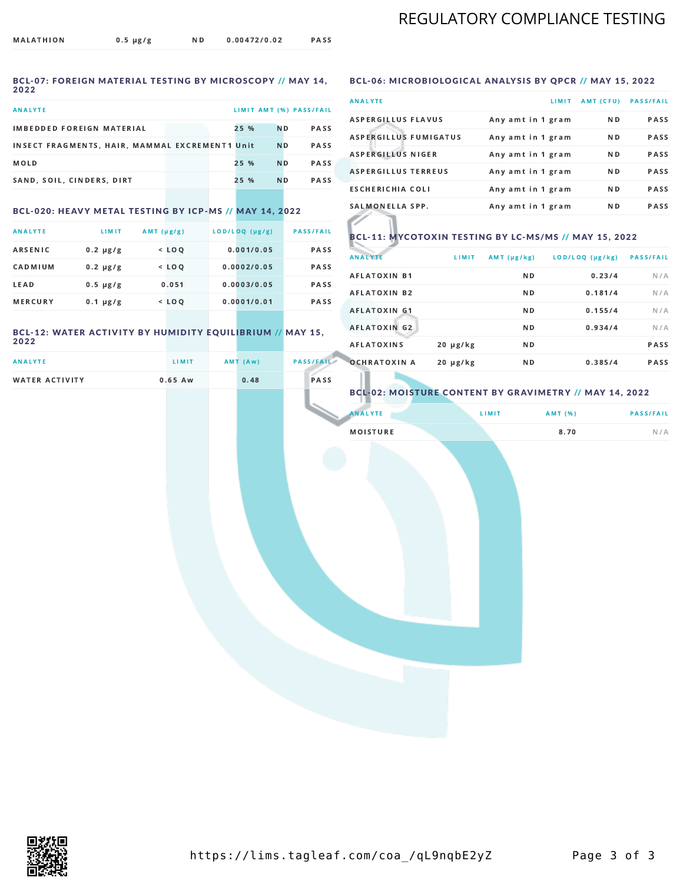# REGULATORY COMPLIANCE TESTING

| | | | | |
|---|---|---|---|---|
| MALATHION | 0.5 µg/g | ND | 0.00472/0.02 | PASS |

## BCL-07: FOREIGN MATERIAL TESTING BY MICROSCOPY // MAY 14, 2022

| ANALYTE | LIMIT | AMT (%) | PASS/FAIL |
|---|---|---|---|
| IMBEDDED FOREIGN MATERIAL | 25 % | ND | PASS |
| INSECT FRAGMENTS, HAIR, MAMMAL EXCREMENT | 1 Unit | ND | PASS |
| MOLD | 25 % | ND | PASS |
| SAND, SOIL, CINDERS, DIRT | 25 % | ND | PASS |

## BCL-020: HEAVY METAL TESTING BY ICP-MS // MAY 14, 2022

| ANALYTE | LIMIT | AMT (µg/g) | LOD/LOQ (µg/g) | PASS/FAIL |
|---|---|---|---|---|
| ARSENIC | 0.2 µg/g | < LOQ | 0.001/0.05 | PASS |
| CADMIUM | 0.2 µg/g | < LOQ | 0.0002/0.05 | PASS |
| LEAD | 0.5 µg/g | 0.051 | 0.0003/0.05 | PASS |
| MERCURY | 0.1 µg/g | < LOQ | 0.0001/0.01 | PASS |

## BCL-12: WATER ACTIVITY BY HUMIDITY EQUILIBRIUM // MAY 15, 2022

| ANALYTE | LIMIT | AMT (Aw) | PASS/FAIL |
|---|---|---|---|
| WATER ACTIVITY | 0.65 Aw | 0.48 | PASS |

## BCL-06: MICROBIOLOGICAL ANALYSIS BY QPCR // MAY 15, 2022

| ANALYTE | LIMIT | AMT (CFU) | PASS/FAIL |
|---|---|---|---|
| ASPERGILLUS FLAVUS | Any amt in 1 gram | ND | PASS |
| ASPERGILLUS FUMIGATUS | Any amt in 1 gram | ND | PASS |
| ASPERGILLUS NIGER | Any amt in 1 gram | ND | PASS |
| ASPERGILLUS TERREUS | Any amt in 1 gram | ND | PASS |
| ESCHERICHIA COLI | Any amt in 1 gram | ND | PASS |
| SALMONELLA SPP. | Any amt in 1 gram | ND | PASS |

## BCL-11: MYCOTOXIN TESTING BY LC-MS/MS // MAY 15, 2022

| ANALYTE | LIMIT | AMT (µg/kg) | LOD/LOQ (µg/kg) | PASS/FAIL |
|---|---|---|---|---|
| AFLATOXIN B1 | | ND | 0.23/4 | N/A |
| AFLATOXIN B2 | | ND | 0.181/4 | N/A |
| AFLATOXIN G1 | | ND | 0.155/4 | N/A |
| AFLATOXIN G2 | | ND | 0.934/4 | N/A |
| AFLATOXINS | 20 µg/kg | ND | | PASS |
| OCHRATOXIN A | 20 µg/kg | ND | 0.385/4 | PASS |

## BCL-02: MOISTURE CONTENT BY GRAVIMETRY // MAY 14, 2022

| ANALYTE | LIMIT | AMT (%) | PASS/FAIL |
|---|---|---|---|
| MOISTURE | | 8.70 | N/A |

https://lims.tagleaf.com/coa_/qL9nqbE2yZ